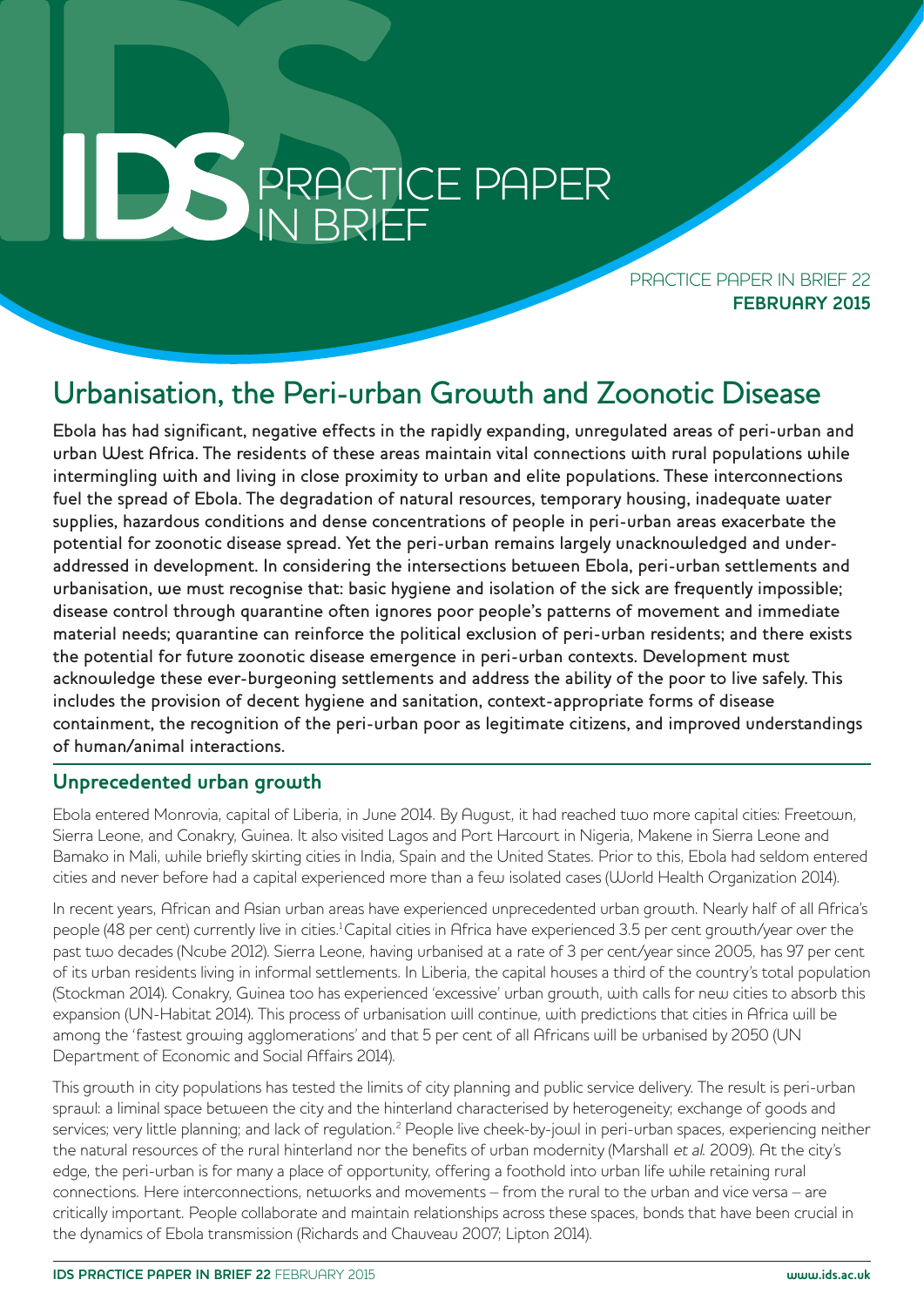# IDS PRACTICE PAPER IN BRIEF

PRACTICE PAPER IN BRIEF 22
**FEBRUARY 2015**

# Urbanisation, the Peri-urban Growth and Zoonotic Disease

**Ebola has had significant, negative effects in the rapidly expanding, unregulated areas of peri-urban and urban West Africa. The residents of these areas maintain vital connections with rural populations while intermingling with and living in close proximity to urban and elite populations. These interconnections fuel the spread of Ebola. The degradation of natural resources, temporary housing, inadequate water supplies, hazardous conditions and dense concentrations of people in peri-urban areas exacerbate the potential for zoonotic disease spread. Yet the peri-urban remains largely unacknowledged and under-addressed in development. In considering the intersections between Ebola, peri-urban settlements and urbanisation, we must recognise that: basic hygiene and isolation of the sick are frequently impossible; disease control through quarantine often ignores poor people's patterns of movement and immediate material needs; quarantine can reinforce the political exclusion of peri-urban residents; and there exists the potential for future zoonotic disease emergence in peri-urban contexts. Development must acknowledge these ever-burgeoning settlements and address the ability of the poor to live safely. This includes the provision of decent hygiene and sanitation, context-appropriate forms of disease containment, the recognition of the peri-urban poor as legitimate citizens, and improved understandings of human/animal interactions.**

## Unprecedented urban growth

Ebola entered Monrovia, capital of Liberia, in June 2014. By August, it had reached two more capital cities: Freetown, Sierra Leone, and Conakry, Guinea. It also visited Lagos and Port Harcourt in Nigeria, Makene in Sierra Leone and Bamako in Mali, while briefly skirting cities in India, Spain and the United States. Prior to this, Ebola had seldom entered cities and never before had a capital experienced more than a few isolated cases (World Health Organization 2014).

In recent years, African and Asian urban areas have experienced unprecedented urban growth. Nearly half of all Africa's people (48 per cent) currently live in cities.[1] Capital cities in Africa have experienced 3.5 per cent growth/year over the past two decades (Ncube 2012). Sierra Leone, having urbanised at a rate of 3 per cent/year since 2005, has 97 per cent of its urban residents living in informal settlements. In Liberia, the capital houses a third of the country's total population (Stockman 2014). Conakry, Guinea too has experienced 'excessive' urban growth, with calls for new cities to absorb this expansion (UN-Habitat 2014). This process of urbanisation will continue, with predictions that cities in Africa will be among the 'fastest growing agglomerations' and that 5 per cent of all Africans will be urbanised by 2050 (UN Department of Economic and Social Affairs 2014).

This growth in city populations has tested the limits of city planning and public service delivery. The result is peri-urban sprawl: a liminal space between the city and the hinterland characterised by heterogeneity; exchange of goods and services; very little planning; and lack of regulation.[2] People live cheek-by-jowl in peri-urban spaces, experiencing neither the natural resources of the rural hinterland nor the benefits of urban modernity (Marshall *et al.* 2009). At the city's edge, the peri-urban is for many a place of opportunity, offering a foothold into urban life while retaining rural connections. Here interconnections, networks and movements – from the rural to the urban and vice versa – are critically important. People collaborate and maintain relationships across these spaces, bonds that have been crucial in the dynamics of Ebola transmission (Richards and Chauveau 2007; Lipton 2014).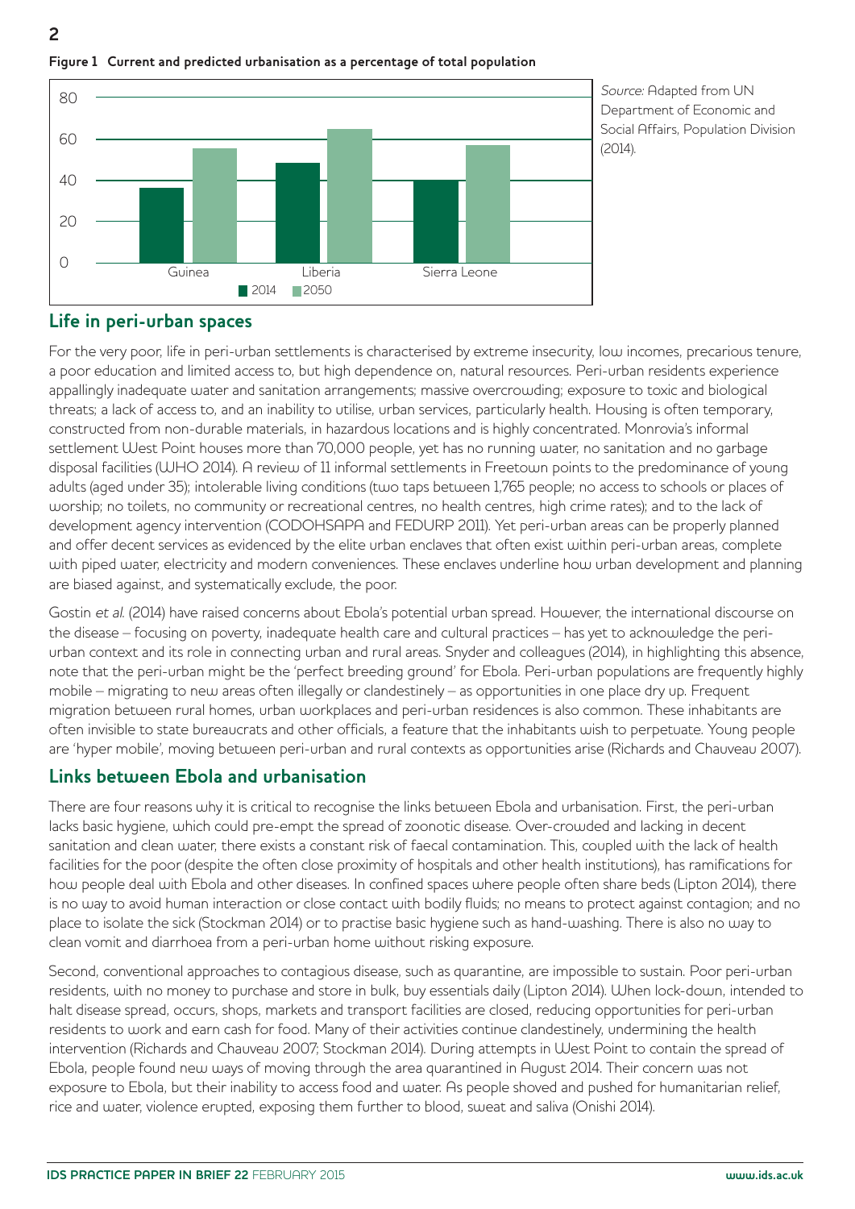**Figure 1 Current and predicted urbanisation as a percentage of total population**

*Source:* Adapted from UN Department of Economic and Social Affairs, Population Division (2014).

## Life in peri-urban spaces

For the very poor, life in peri-urban settlements is characterised by extreme insecurity, low incomes, precarious tenure, a poor education and limited access to, but high dependence on, natural resources. Peri-urban residents experience appallingly inadequate water and sanitation arrangements; massive overcrowding; exposure to toxic and biological threats; a lack of access to, and an inability to utilise, urban services, particularly health. Housing is often temporary, constructed from non-durable materials, in hazardous locations and is highly concentrated. Monrovia's informal settlement West Point houses more than 70,000 people, yet has no running water, no sanitation and no garbage disposal facilities (WHO 2014). A review of 11 informal settlements in Freetown points to the predominance of young adults (aged under 35); intolerable living conditions (two taps between 1,765 people; no access to schools or places of worship; no toilets, no community or recreational centres, no health centres, high crime rates); and to the lack of development agency intervention (CODOHSAPA and FEDURP 2011). Yet peri-urban areas can be properly planned and offer decent services as evidenced by the elite urban enclaves that often exist within peri-urban areas, complete with piped water, electricity and modern conveniences. These enclaves underline how urban development and planning are biased against, and systematically exclude, the poor.

Gostin *et al.* (2014) have raised concerns about Ebola's potential urban spread. However, the international discourse on the disease – focusing on poverty, inadequate health care and cultural practices – has yet to acknowledge the peri-urban context and its role in connecting urban and rural areas. Snyder and colleagues (2014), in highlighting this absence, note that the peri-urban might be the 'perfect breeding ground' for Ebola. Peri-urban populations are frequently highly mobile – migrating to new areas often illegally or clandestinely – as opportunities in one place dry up. Frequent migration between rural homes, urban workplaces and peri-urban residences is also common. These inhabitants are often invisible to state bureaucrats and other officials, a feature that the inhabitants wish to perpetuate. Young people are 'hyper mobile', moving between peri-urban and rural contexts as opportunities arise (Richards and Chauveau 2007).

## Links between Ebola and urbanisation

There are four reasons why it is critical to recognise the links between Ebola and urbanisation. First, the peri-urban lacks basic hygiene, which could pre-empt the spread of zoonotic disease. Over-crowded and lacking in decent sanitation and clean water, there exists a constant risk of faecal contamination. This, coupled with the lack of health facilities for the poor (despite the often close proximity of hospitals and other health institutions), has ramifications for how people deal with Ebola and other diseases. In confined spaces where people often share beds (Lipton 2014), there is no way to avoid human interaction or close contact with bodily fluids; no means to protect against contagion; and no place to isolate the sick (Stockman 2014) or to practise basic hygiene such as hand-washing. There is also no way to clean vomit and diarrhoea from a peri-urban home without risking exposure.

Second, conventional approaches to contagious disease, such as quarantine, are impossible to sustain. Poor peri-urban residents, with no money to purchase and store in bulk, buy essentials daily (Lipton 2014). When lock-down, intended to halt disease spread, occurs, shops, markets and transport facilities are closed, reducing opportunities for peri-urban residents to work and earn cash for food. Many of their activities continue clandestinely, undermining the health intervention (Richards and Chauveau 2007; Stockman 2014). During attempts in West Point to contain the spread of Ebola, people found new ways of moving through the area quarantined in August 2014. Their concern was not exposure to Ebola, but their inability to access food and water. As people shoved and pushed for humanitarian relief, rice and water, violence erupted, exposing them further to blood, sweat and saliva (Onishi 2014).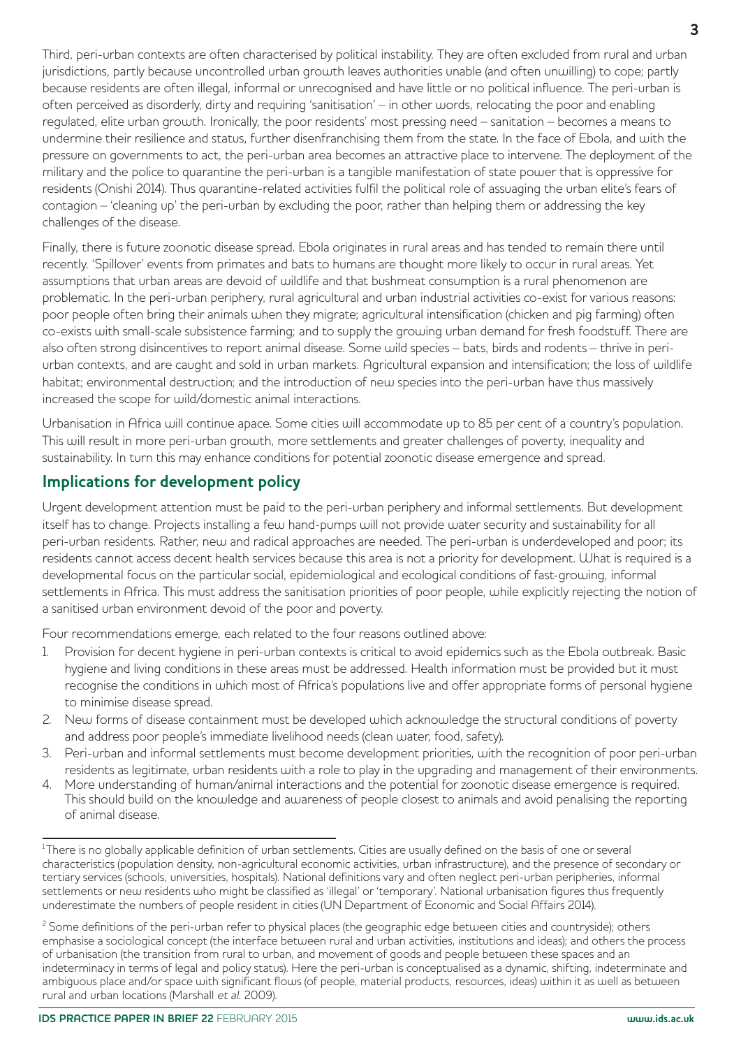Third, peri-urban contexts are often characterised by political instability. They are often excluded from rural and urban jurisdictions, partly because uncontrolled urban growth leaves authorities unable (and often unwilling) to cope; partly because residents are often illegal, informal or unrecognised and have little or no political influence. The peri-urban is often perceived as disorderly, dirty and requiring 'sanitisation' – in other words, relocating the poor and enabling regulated, elite urban growth. Ironically, the poor residents' most pressing need – sanitation – becomes a means to undermine their resilience and status, further disenfranchising them from the state. In the face of Ebola, and with the pressure on governments to act, the peri-urban area becomes an attractive place to intervene. The deployment of the military and the police to quarantine the peri-urban is a tangible manifestation of state power that is oppressive for residents (Onishi 2014). Thus quarantine-related activities fulfil the political role of assuaging the urban elite's fears of contagion – 'cleaning up' the peri-urban by excluding the poor, rather than helping them or addressing the key challenges of the disease.

Finally, there is future zoonotic disease spread. Ebola originates in rural areas and has tended to remain there until recently. 'Spillover' events from primates and bats to humans are thought more likely to occur in rural areas. Yet assumptions that urban areas are devoid of wildlife and that bushmeat consumption is a rural phenomenon are problematic. In the peri-urban periphery, rural agricultural and urban industrial activities co-exist for various reasons: poor people often bring their animals when they migrate; agricultural intensification (chicken and pig farming) often co-exists with small-scale subsistence farming; and to supply the growing urban demand for fresh foodstuff. There are also often strong disincentives to report animal disease. Some wild species – bats, birds and rodents – thrive in peri-urban contexts, and are caught and sold in urban markets. Agricultural expansion and intensification; the loss of wildlife habitat; environmental destruction; and the introduction of new species into the peri-urban have thus massively increased the scope for wild/domestic animal interactions.

Urbanisation in Africa will continue apace. Some cities will accommodate up to 85 per cent of a country's population. This will result in more peri-urban growth, more settlements and greater challenges of poverty, inequality and sustainability. In turn this may enhance conditions for potential zoonotic disease emergence and spread.

## Implications for development policy

Urgent development attention must be paid to the peri-urban periphery and informal settlements. But development itself has to change. Projects installing a few hand-pumps will not provide water security and sustainability for all peri-urban residents. Rather, new and radical approaches are needed. The peri-urban is underdeveloped and poor; its residents cannot access decent health services because this area is not a priority for development. What is required is a developmental focus on the particular social, epidemiological and ecological conditions of fast-growing, informal settlements in Africa. This must address the sanitisation priorities of poor people, while explicitly rejecting the notion of a sanitised urban environment devoid of the poor and poverty.

Four recommendations emerge, each related to the four reasons outlined above:

1. Provision for decent hygiene in peri-urban contexts is critical to avoid epidemics such as the Ebola outbreak. Basic hygiene and living conditions in these areas must be addressed. Health information must be provided but it must recognise the conditions in which most of Africa's populations live and offer appropriate forms of personal hygiene to minimise disease spread.
2. New forms of disease containment must be developed which acknowledge the structural conditions of poverty and address poor people's immediate livelihood needs (clean water, food, safety).
3. Peri-urban and informal settlements must become development priorities, with the recognition of poor peri-urban residents as legitimate, urban residents with a role to play in the upgrading and management of their environments.
4. More understanding of human/animal interactions and the potential for zoonotic disease emergence is required. This should build on the knowledge and awareness of people closest to animals and avoid penalising the reporting of animal disease.

---

[1] There is no globally applicable definition of urban settlements. Cities are usually defined on the basis of one or several characteristics (population density, non-agricultural economic activities, urban infrastructure), and the presence of secondary or tertiary services (schools, universities, hospitals). National definitions vary and often neglect peri-urban peripheries, informal settlements or new residents who might be classified as 'illegal' or 'temporary'. National urbanisation figures thus frequently underestimate the numbers of people resident in cities (UN Department of Economic and Social Affairs 2014).

[2] Some definitions of the peri-urban refer to physical places (the geographic edge between cities and countryside); others emphasise a sociological concept (the interface between rural and urban activities, institutions and ideas); and others the process of urbanisation (the transition from rural to urban, and movement of goods and people between these spaces and an indeterminacy in terms of legal and policy status). Here the peri-urban is conceptualised as a dynamic, shifting, indeterminate and ambiguous place and/or space with significant flows (of people, material products, resources, ideas) within it as well as between rural and urban locations (Marshall *et al.* 2009).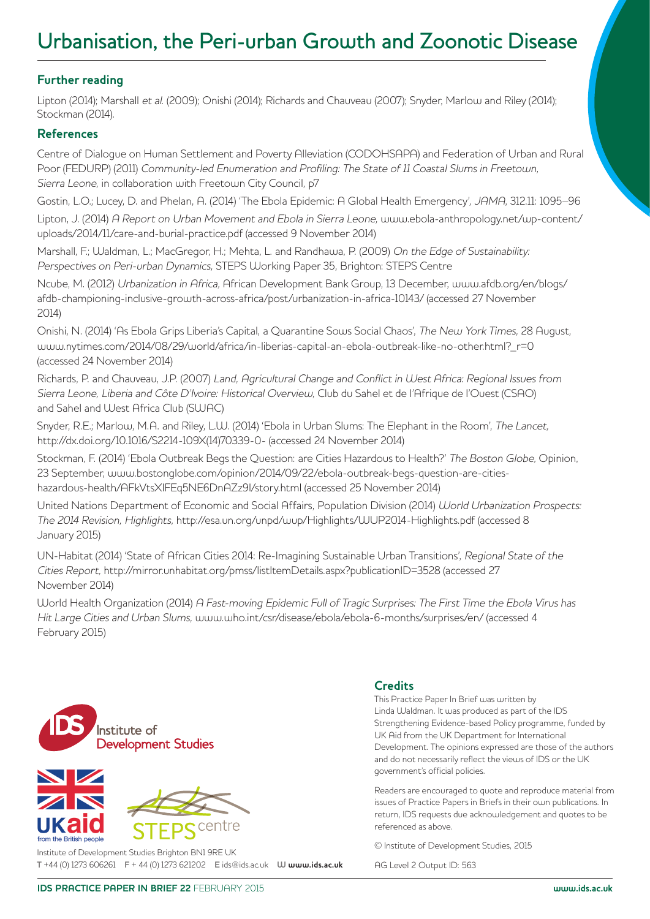# Urbanisation, the Peri-urban Growth and Zoonotic Disease

## Further reading

Lipton (2014); Marshall *et al.* (2009); Onishi (2014); Richards and Chauveau (2007); Snyder, Marlow and Riley (2014); Stockman (2014).

## References

Centre of Dialogue on Human Settlement and Poverty Alleviation (CODOHSAPA) and Federation of Urban and Rural Poor (FEDURP) (2011) *Community-led Enumeration and Profiling: The State of 11 Coastal Slums in Freetown, Sierra Leone*, in collaboration with Freetown City Council, p7

Gostin, L.O.; Lucey, D. and Phelan, A. (2014) 'The Ebola Epidemic: A Global Health Emergency', *JAMA*, 312.11: 1095–96

Lipton, J. (2014) *A Report on Urban Movement and Ebola in Sierra Leone*, www.ebola-anthropology.net/wp-content/uploads/2014/11/care-and-burial-practice.pdf (accessed 9 November 2014)

Marshall, F.; Waldman, L.; MacGregor, H.; Mehta, L. and Randhawa, P. (2009) *On the Edge of Sustainability: Perspectives on Peri-urban Dynamics*, STEPS Working Paper 35, Brighton: STEPS Centre

Ncube, M. (2012) *Urbanization in Africa*, African Development Bank Group, 13 December, www.afdb.org/en/blogs/afdb-championing-inclusive-growth-across-africa/post/urbanization-in-africa-10143/ (accessed 27 November 2014)

Onishi, N. (2014) 'As Ebola Grips Liberia's Capital, a Quarantine Sows Social Chaos', *The New York Times*, 28 August, www.nytimes.com/2014/08/29/world/africa/in-liberias-capital-an-ebola-outbreak-like-no-other.html?_r=0 (accessed 24 November 2014)

Richards, P. and Chauveau, J.P. (2007) *Land, Agricultural Change and Conflict in West Africa: Regional Issues from Sierra Leone, Liberia and Côte D'Ivoire: Historical Overview*, Club du Sahel et de l'Afrique de l'Ouest (CSAO) and Sahel and West Africa Club (SWAC)

Snyder, R.E.; Marlow, M.A. and Riley, L.W. (2014) 'Ebola in Urban Slums: The Elephant in the Room', *The Lancet*, http://dx.doi.org/10.1016/S2214-109X(14)70339-0- (accessed 24 November 2014)

Stockman, F. (2014) 'Ebola Outbreak Begs the Question: are Cities Hazardous to Health?' *The Boston Globe*, Opinion, 23 September, www.bostonglobe.com/opinion/2014/09/22/ebola-outbreak-begs-question-are-cities-hazardous-health/AFkVtsXIFEq5NE6DnAZz9I/story.html (accessed 25 November 2014)

United Nations Department of Economic and Social Affairs, Population Division (2014) *World Urbanization Prospects: The 2014 Revision, Highlights*, http://esa.un.org/unpd/wup/Highlights/WUP2014-Highlights.pdf (accessed 8 January 2015)

UN-Habitat (2014) 'State of African Cities 2014: Re-Imagining Sustainable Urban Transitions', *Regional State of the Cities Report*, http://mirror.unhabitat.org/pmss/listItemDetails.aspx?publicationID=3528 (accessed 27 November 2014)

World Health Organization (2014) *A Fast-moving Epidemic Full of Tragic Surprises: The First Time the Ebola Virus has Hit Large Cities and Urban Slums*, www.who.int/csr/disease/ebola/ebola-6-months/surprises/en/ (accessed 4 February 2015)

Institute of Development Studies

UKaid from the British people

STEPS centre

Institute of Development Studies Brighton BN1 9RE UK
**T** +44 (0) 1273 606261 **F** + 44 (0) 1273 621202 **E** ids@ids.ac.uk **W** **www.ids.ac.uk**

## Credits

This Practice Paper In Brief was written by Linda Waldman. It was produced as part of the IDS Strengthening Evidence-based Policy programme, funded by UK Aid from the UK Department for International Development. The opinions expressed are those of the authors and do not necessarily reflect the views of IDS or the UK government's official policies.

Readers are encouraged to quote and reproduce material from issues of Practice Papers in Briefs in their own publications. In return, IDS requests due acknowledgement and quotes to be referenced as above.

© Institute of Development Studies, 2015

AG Level 2 Output ID: 563

**IDS PRACTICE PAPER IN BRIEF 22** FEBRUARY 2015